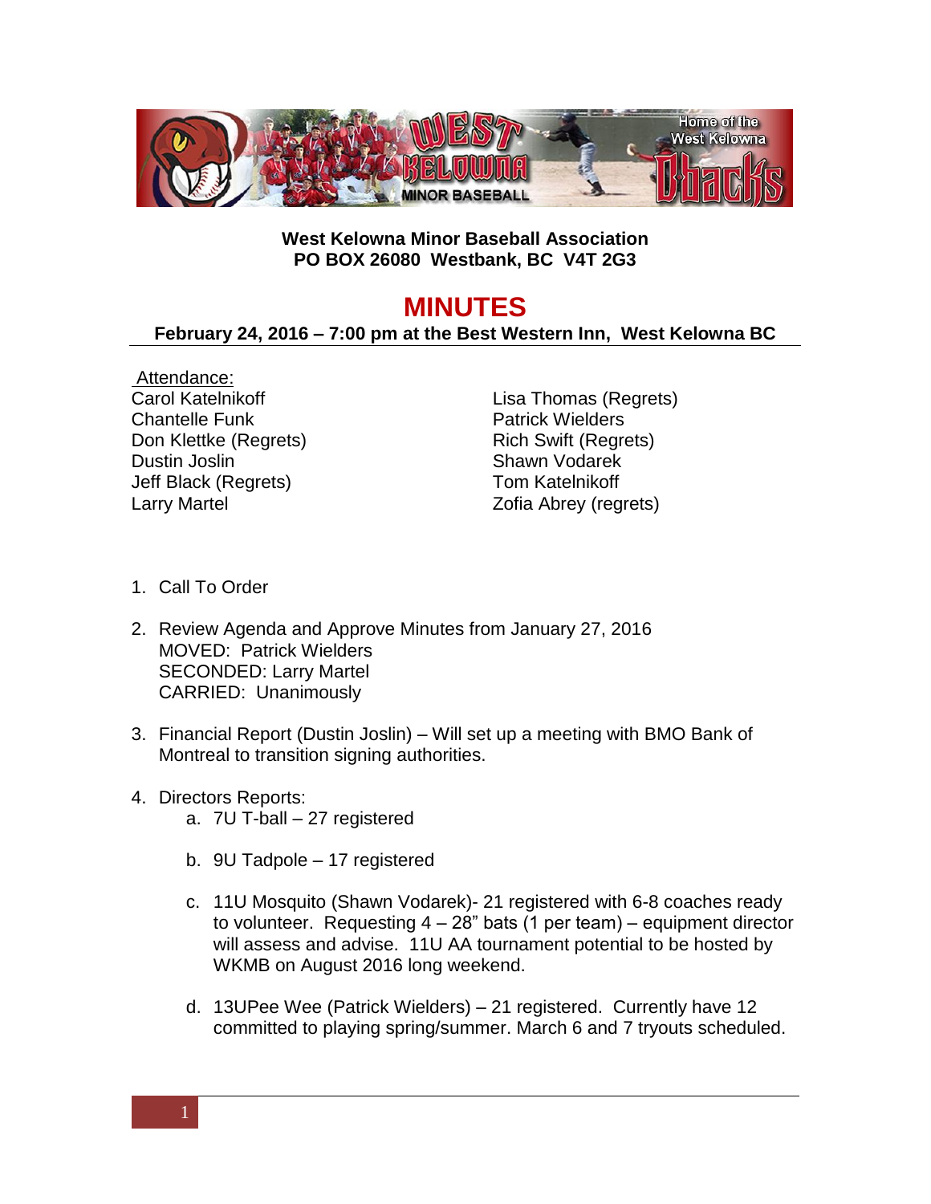**West Kelowna Minor Baseball Association**
**PO BOX 26080 Westbank, BC V4T 2G3**

# MINUTES

**February 24, 2016 – 7:00 pm at the Best Western Inn, West Kelowna BC**

Attendance:

Carol Katelnikoff
Chantelle Funk
Don Klettke (Regrets)
Dustin Joslin
Jeff Black (Regrets)
Larry Martel
Lisa Thomas (Regrets)
Patrick Wielders
Rich Swift (Regrets)
Shawn Vodarek
Tom Katelnikoff
Zofia Abrey (regrets)

1. Call To Order

2. Review Agenda and Approve Minutes from January 27, 2016
   MOVED: Patrick Wielders
   SECONDED: Larry Martel
   CARRIED: Unanimously

3. Financial Report (Dustin Joslin) – Will set up a meeting with BMO Bank of Montreal to transition signing authorities.

4. Directors Reports:
   a. 7U T-ball – 27 registered

   b. 9U Tadpole – 17 registered

   c. 11U Mosquito (Shawn Vodarek)- 21 registered with 6-8 coaches ready to volunteer. Requesting 4 – 28" bats (1 per team) – equipment director will assess and advise. 11U AA tournament potential to be hosted by WKMB on August 2016 long weekend.

   d. 13UPee Wee (Patrick Wielders) – 21 registered. Currently have 12 committed to playing spring/summer. March 6 and 7 tryouts scheduled.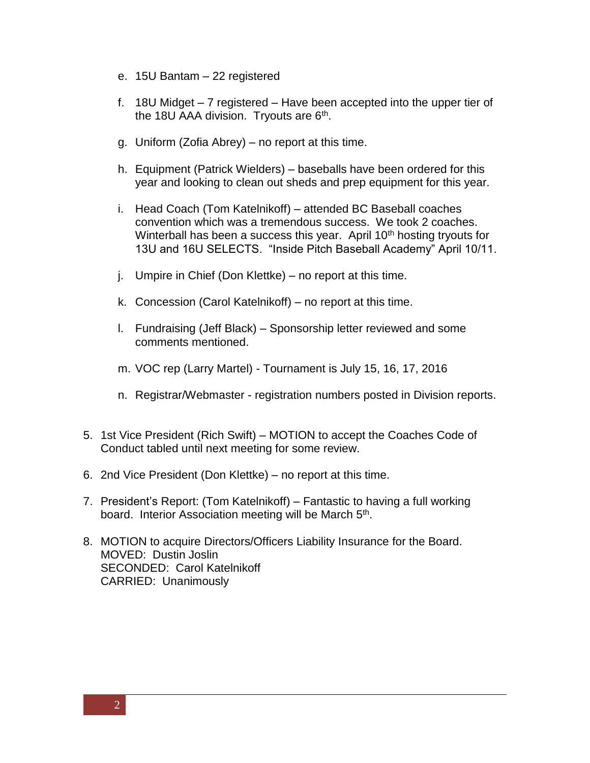e. 15U Bantam – 22 registered

f. 18U Midget – 7 registered – Have been accepted into the upper tier of the 18U AAA division. Tryouts are 6th.

g. Uniform (Zofia Abrey) – no report at this time.

h. Equipment (Patrick Wielders) – baseballs have been ordered for this year and looking to clean out sheds and prep equipment for this year.

i. Head Coach (Tom Katelnikoff) – attended BC Baseball coaches convention which was a tremendous success. We took 2 coaches. Winterball has been a success this year. April 10th hosting tryouts for 13U and 16U SELECTS. "Inside Pitch Baseball Academy" April 10/11.

j. Umpire in Chief (Don Klettke) – no report at this time.

k. Concession (Carol Katelnikoff) – no report at this time.

l. Fundraising (Jeff Black) – Sponsorship letter reviewed and some comments mentioned.

m. VOC rep (Larry Martel) - Tournament is July 15, 16, 17, 2016

n. Registrar/Webmaster - registration numbers posted in Division reports.

5. 1st Vice President (Rich Swift) – MOTION to accept the Coaches Code of Conduct tabled until next meeting for some review.

6. 2nd Vice President (Don Klettke) – no report at this time.

7. President's Report: (Tom Katelnikoff) – Fantastic to having a full working board. Interior Association meeting will be March 5th.

8. MOTION to acquire Directors/Officers Liability Insurance for the Board.
   MOVED: Dustin Joslin
   SECONDED: Carol Katelnikoff
   CARRIED: Unanimously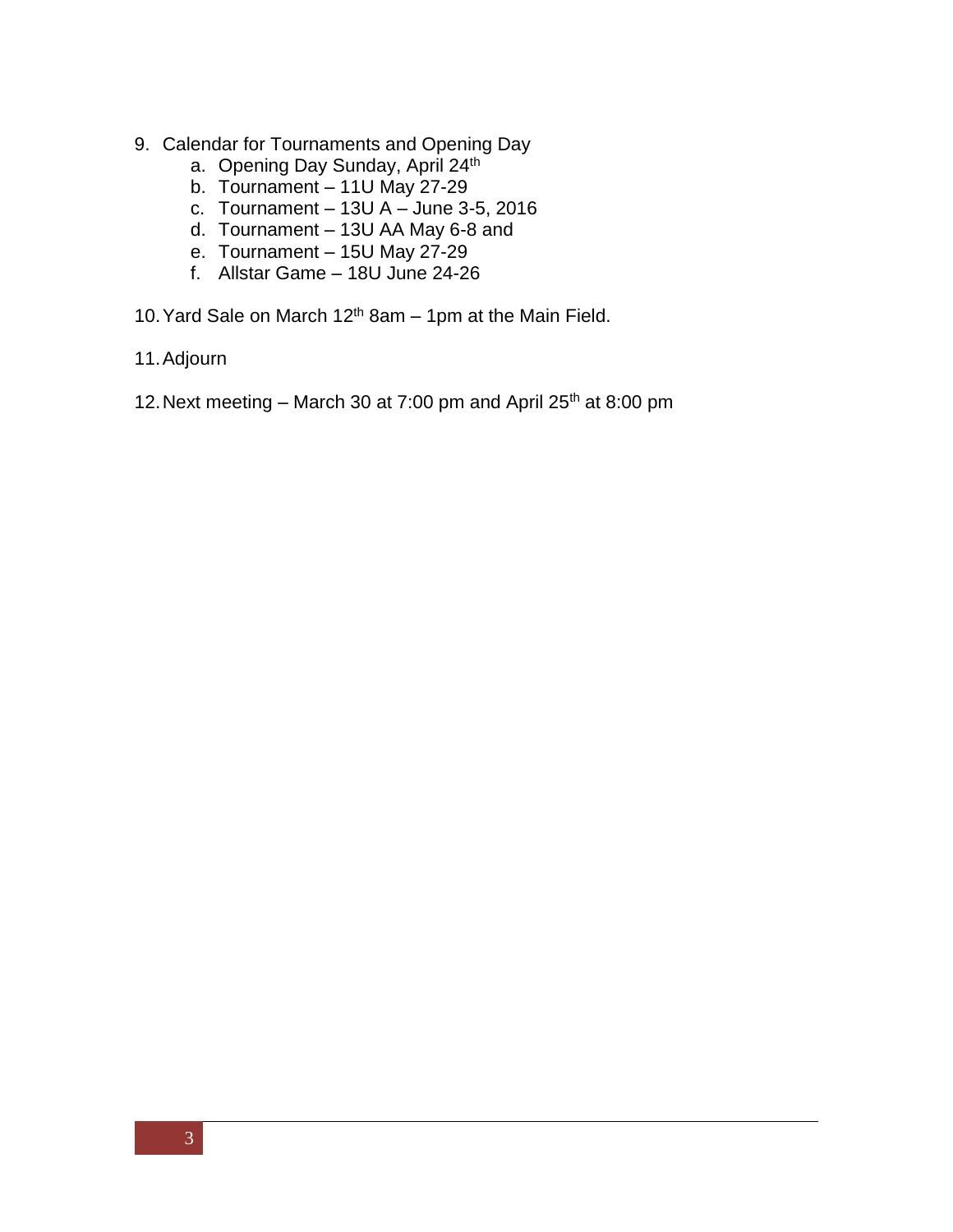9. Calendar for Tournaments and Opening Day
    a. Opening Day Sunday, April 24th
    b. Tournament – 11U May 27-29
    c. Tournament – 13U A – June 3-5, 2016
    d. Tournament – 13U AA May 6-8 and
    e. Tournament – 15U May 27-29
    f. Allstar Game – 18U June 24-26

10. Yard Sale on March 12th 8am – 1pm at the Main Field.

11. Adjourn

12. Next meeting – March 30 at 7:00 pm and April 25th at 8:00 pm